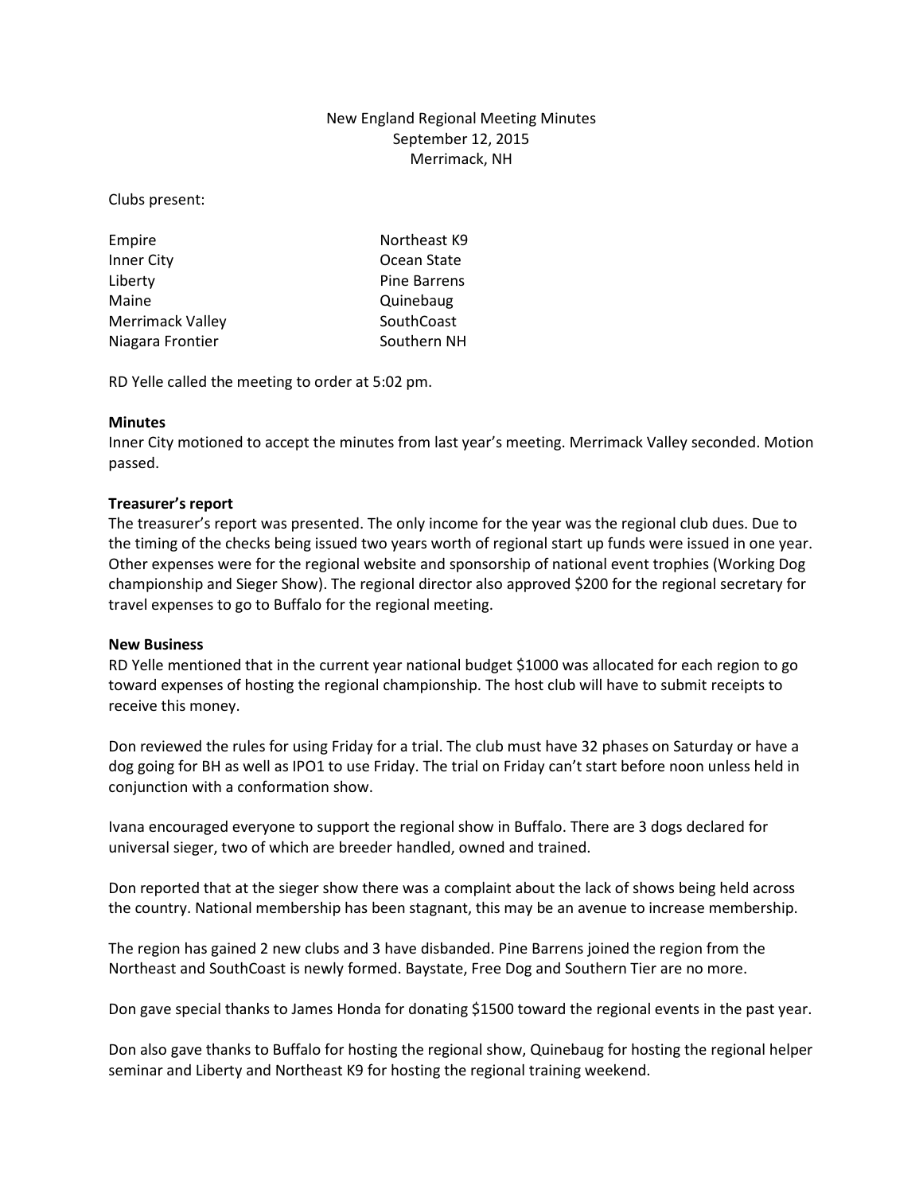# New England Regional Meeting Minutes
September 12, 2015
Merrimack, NH

Clubs present:

| | |
|---|---|
| Empire | Northeast K9 |
| Inner City | Ocean State |
| Liberty | Pine Barrens |
| Maine | Quinebaug |
| Merrimack Valley | SouthCoast |
| Niagara Frontier | Southern NH |

RD Yelle called the meeting to order at 5:02 pm.

**Minutes**
Inner City motioned to accept the minutes from last year's meeting. Merrimack Valley seconded. Motion passed.

**Treasurer's report**
The treasurer's report was presented. The only income for the year was the regional club dues. Due to the timing of the checks being issued two years worth of regional start up funds were issued in one year. Other expenses were for the regional website and sponsorship of national event trophies (Working Dog championship and Sieger Show). The regional director also approved $200 for the regional secretary for travel expenses to go to Buffalo for the regional meeting.

**New Business**
RD Yelle mentioned that in the current year national budget $1000 was allocated for each region to go toward expenses of hosting the regional championship. The host club will have to submit receipts to receive this money.

Don reviewed the rules for using Friday for a trial. The club must have 32 phases on Saturday or have a dog going for BH as well as IPO1 to use Friday. The trial on Friday can't start before noon unless held in conjunction with a conformation show.

Ivana encouraged everyone to support the regional show in Buffalo. There are 3 dogs declared for universal sieger, two of which are breeder handled, owned and trained.

Don reported that at the sieger show there was a complaint about the lack of shows being held across the country. National membership has been stagnant, this may be an avenue to increase membership.

The region has gained 2 new clubs and 3 have disbanded. Pine Barrens joined the region from the Northeast and SouthCoast is newly formed. Baystate, Free Dog and Southern Tier are no more.

Don gave special thanks to James Honda for donating $1500 toward the regional events in the past year.

Don also gave thanks to Buffalo for hosting the regional show, Quinebaug for hosting the regional helper seminar and Liberty and Northeast K9 for hosting the regional training weekend.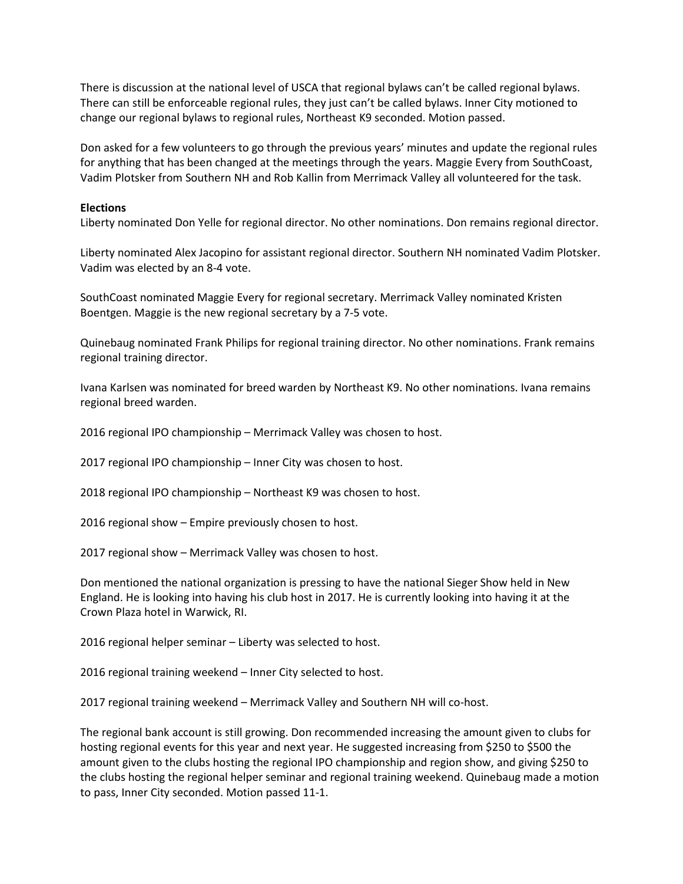There is discussion at the national level of USCA that regional bylaws can't be called regional bylaws. There can still be enforceable regional rules, they just can't be called bylaws. Inner City motioned to change our regional bylaws to regional rules, Northeast K9 seconded. Motion passed.

Don asked for a few volunteers to go through the previous years' minutes and update the regional rules for anything that has been changed at the meetings through the years. Maggie Every from SouthCoast, Vadim Plotsker from Southern NH and Rob Kallin from Merrimack Valley all volunteered for the task.

**Elections**

Liberty nominated Don Yelle for regional director. No other nominations. Don remains regional director.

Liberty nominated Alex Jacopino for assistant regional director. Southern NH nominated Vadim Plotsker. Vadim was elected by an 8-4 vote.

SouthCoast nominated Maggie Every for regional secretary. Merrimack Valley nominated Kristen Boentgen. Maggie is the new regional secretary by a 7-5 vote.

Quinebaug nominated Frank Philips for regional training director. No other nominations. Frank remains regional training director.

Ivana Karlsen was nominated for breed warden by Northeast K9. No other nominations. Ivana remains regional breed warden.

2016 regional IPO championship – Merrimack Valley was chosen to host.

2017 regional IPO championship – Inner City was chosen to host.

2018 regional IPO championship – Northeast K9 was chosen to host.

2016 regional show – Empire previously chosen to host.

2017 regional show – Merrimack Valley was chosen to host.

Don mentioned the national organization is pressing to have the national Sieger Show held in New England. He is looking into having his club host in 2017. He is currently looking into having it at the Crown Plaza hotel in Warwick, RI.

2016 regional helper seminar – Liberty was selected to host.

2016 regional training weekend – Inner City selected to host.

2017 regional training weekend – Merrimack Valley and Southern NH will co-host.

The regional bank account is still growing. Don recommended increasing the amount given to clubs for hosting regional events for this year and next year. He suggested increasing from $250 to $500 the amount given to the clubs hosting the regional IPO championship and region show, and giving $250 to the clubs hosting the regional helper seminar and regional training weekend. Quinebaug made a motion to pass, Inner City seconded. Motion passed 11-1.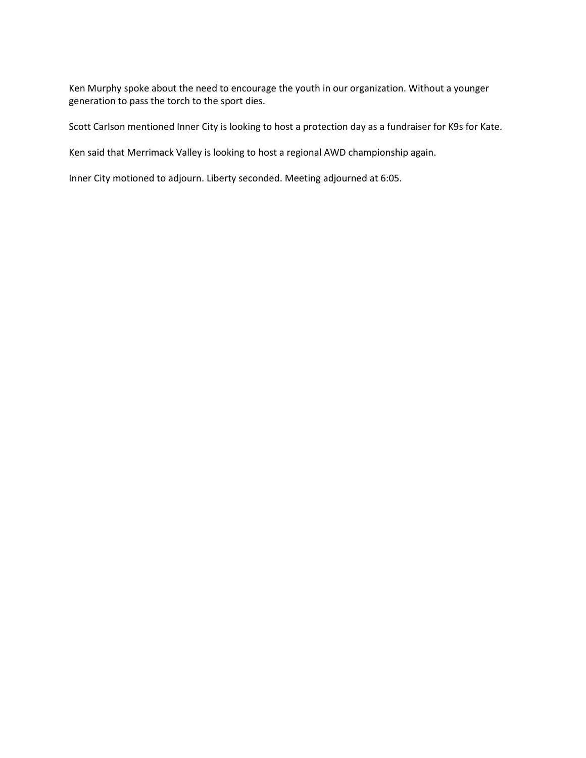Ken Murphy spoke about the need to encourage the youth in our organization. Without a younger generation to pass the torch to the sport dies.

Scott Carlson mentioned Inner City is looking to host a protection day as a fundraiser for K9s for Kate.

Ken said that Merrimack Valley is looking to host a regional AWD championship again.

Inner City motioned to adjourn. Liberty seconded. Meeting adjourned at 6:05.